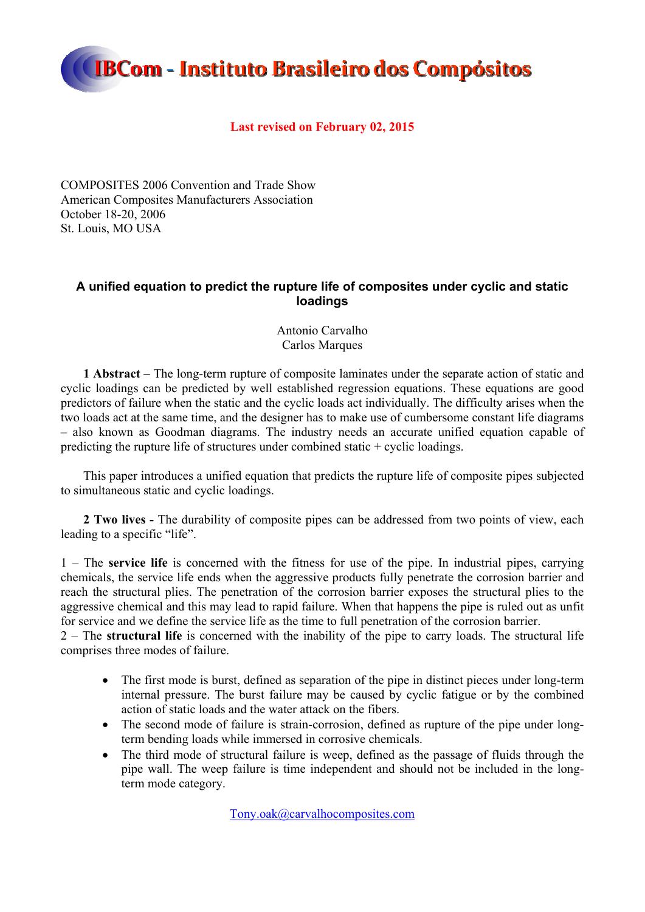**IBCom - Instituto Brasileiro dos Compósitos**

**Last revised on February 02, 2015**

COMPOSITES 2006 Convention and Trade Show
American Composites Manufacturers Association
October 18-20, 2006
St. Louis, MO USA

# A unified equation to predict the rupture life of composites under cyclic and static loadings

Antonio Carvalho
Carlos Marques

**1 Abstract –** The long-term rupture of composite laminates under the separate action of static and cyclic loadings can be predicted by well established regression equations. These equations are good predictors of failure when the static and the cyclic loads act individually. The difficulty arises when the two loads act at the same time, and the designer has to make use of cumbersome constant life diagrams – also known as Goodman diagrams. The industry needs an accurate unified equation capable of predicting the rupture life of structures under combined static + cyclic loadings.

This paper introduces a unified equation that predicts the rupture life of composite pipes subjected to simultaneous static and cyclic loadings.

**2 Two lives -** The durability of composite pipes can be addressed from two points of view, each leading to a specific "life".

1 – The **service life** is concerned with the fitness for use of the pipe. In industrial pipes, carrying chemicals, the service life ends when the aggressive products fully penetrate the corrosion barrier and reach the structural plies. The penetration of the corrosion barrier exposes the structural plies to the aggressive chemical and this may lead to rapid failure. When that happens the pipe is ruled out as unfit for service and we define the service life as the time to full penetration of the corrosion barrier.

2 – The **structural life** is concerned with the inability of the pipe to carry loads. The structural life comprises three modes of failure.

- The first mode is burst, defined as separation of the pipe in distinct pieces under long-term internal pressure. The burst failure may be caused by cyclic fatigue or by the combined action of static loads and the water attack on the fibers.
- The second mode of failure is strain-corrosion, defined as rupture of the pipe under long-term bending loads while immersed in corrosive chemicals.
- The third mode of structural failure is weep, defined as the passage of fluids through the pipe wall. The weep failure is time independent and should not be included in the long-term mode category.

Tony.oak@carvalhocomposites.com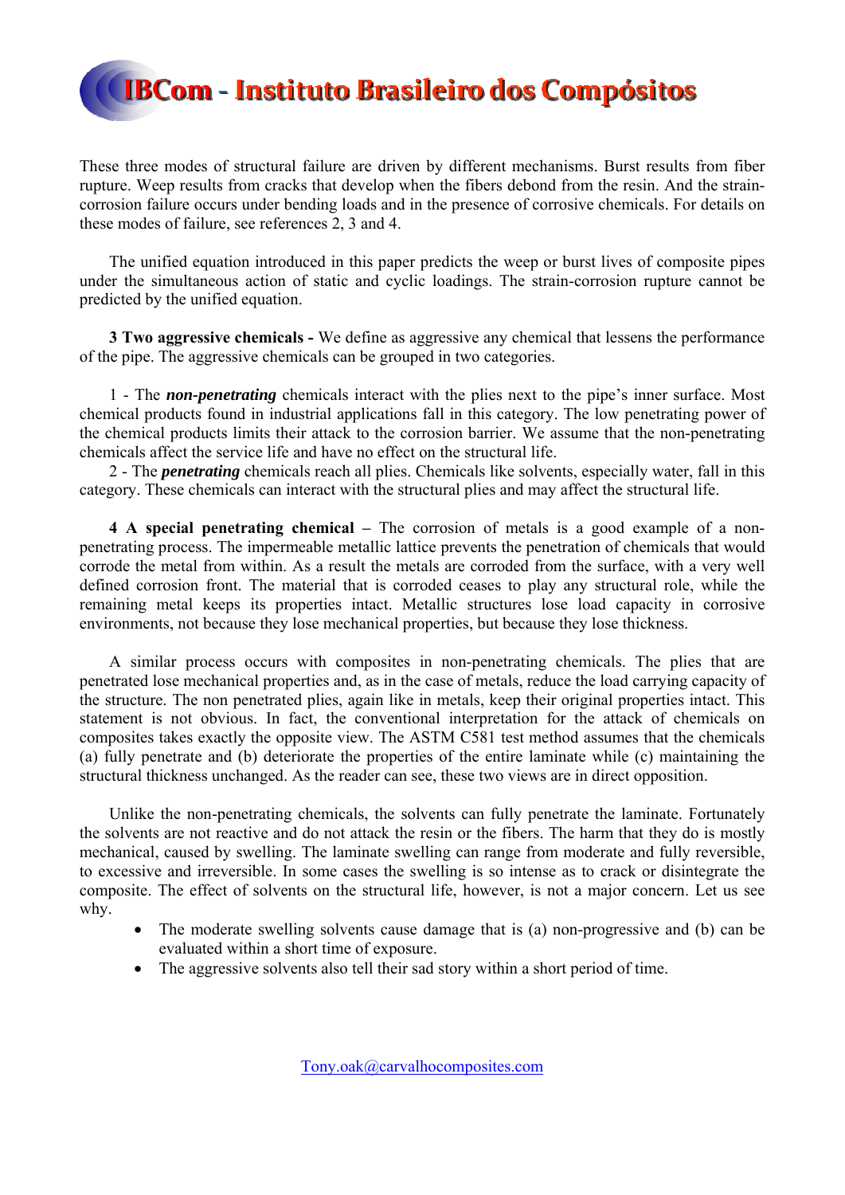These three modes of structural failure are driven by different mechanisms. Burst results from fiber rupture. Weep results from cracks that develop when the fibers debond from the resin. And the strain-corrosion failure occurs under bending loads and in the presence of corrosive chemicals. For details on these modes of failure, see references 2, 3 and 4.

The unified equation introduced in this paper predicts the weep or burst lives of composite pipes under the simultaneous action of static and cyclic loadings. The strain-corrosion rupture cannot be predicted by the unified equation.

**3 Two aggressive chemicals -** We define as aggressive any chemical that lessens the performance of the pipe. The aggressive chemicals can be grouped in two categories.

1 - The ***non-penetrating*** chemicals interact with the plies next to the pipe's inner surface. Most chemical products found in industrial applications fall in this category. The low penetrating power of the chemical products limits their attack to the corrosion barrier. We assume that the non-penetrating chemicals affect the service life and have no effect on the structural life.

2 - The ***penetrating*** chemicals reach all plies. Chemicals like solvents, especially water, fall in this category. These chemicals can interact with the structural plies and may affect the structural life.

**4 A special penetrating chemical –** The corrosion of metals is a good example of a non-penetrating process. The impermeable metallic lattice prevents the penetration of chemicals that would corrode the metal from within. As a result the metals are corroded from the surface, with a very well defined corrosion front. The material that is corroded ceases to play any structural role, while the remaining metal keeps its properties intact. Metallic structures lose load capacity in corrosive environments, not because they lose mechanical properties, but because they lose thickness.

A similar process occurs with composites in non-penetrating chemicals. The plies that are penetrated lose mechanical properties and, as in the case of metals, reduce the load carrying capacity of the structure. The non penetrated plies, again like in metals, keep their original properties intact. This statement is not obvious. In fact, the conventional interpretation for the attack of chemicals on composites takes exactly the opposite view. The ASTM C581 test method assumes that the chemicals (a) fully penetrate and (b) deteriorate the properties of the entire laminate while (c) maintaining the structural thickness unchanged. As the reader can see, these two views are in direct opposition.

Unlike the non-penetrating chemicals, the solvents can fully penetrate the laminate. Fortunately the solvents are not reactive and do not attack the resin or the fibers. The harm that they do is mostly mechanical, caused by swelling. The laminate swelling can range from moderate and fully reversible, to excessive and irreversible. In some cases the swelling is so intense as to crack or disintegrate the composite. The effect of solvents on the structural life, however, is not a major concern. Let us see why.

- The moderate swelling solvents cause damage that is (a) non-progressive and (b) can be evaluated within a short time of exposure.
- The aggressive solvents also tell their sad story within a short period of time.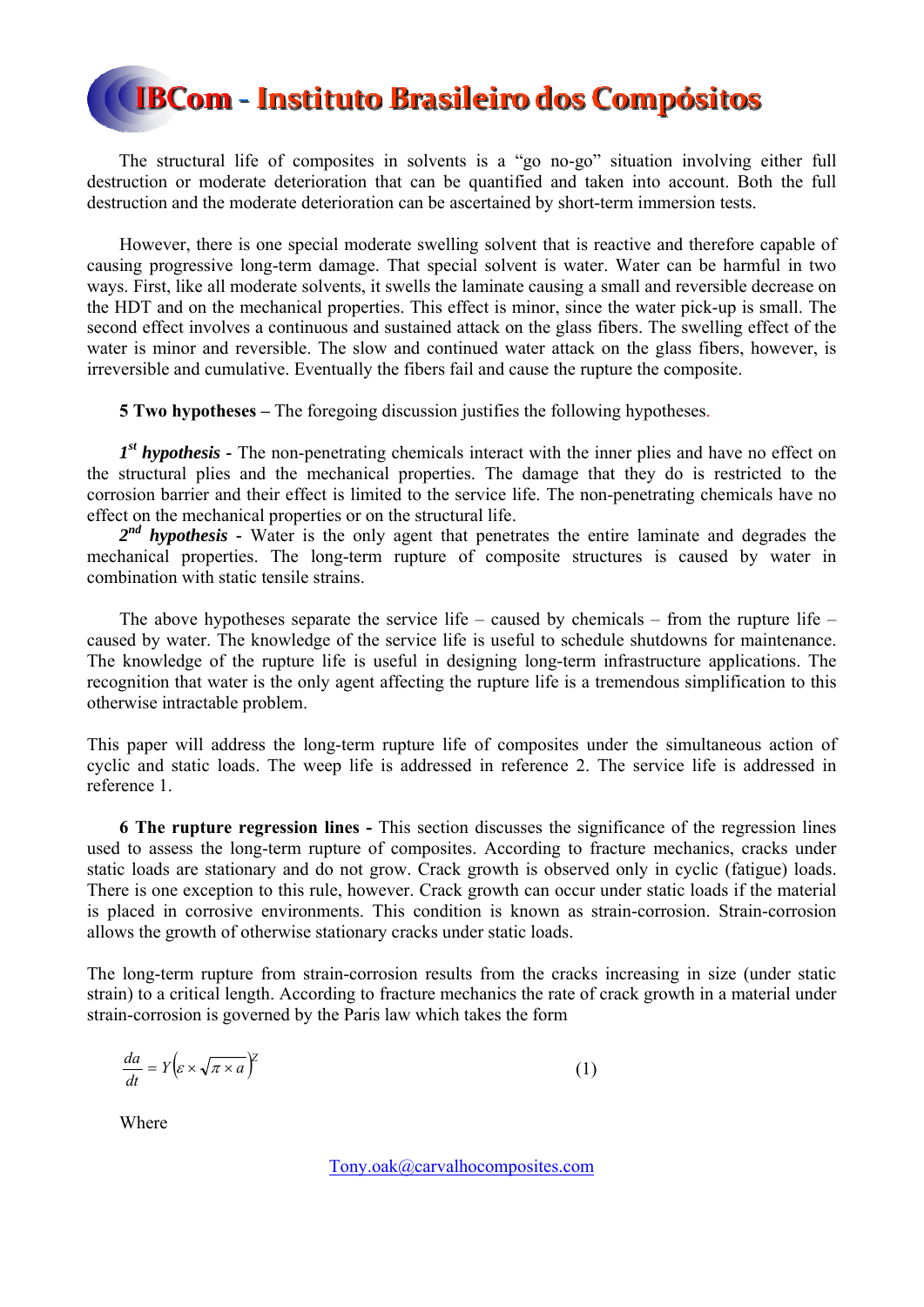The structural life of composites in solvents is a "go no-go" situation involving either full destruction or moderate deterioration that can be quantified and taken into account. Both the full destruction and the moderate deterioration can be ascertained by short-term immersion tests.

However, there is one special moderate swelling solvent that is reactive and therefore capable of causing progressive long-term damage. That special solvent is water. Water can be harmful in two ways. First, like all moderate solvents, it swells the laminate causing a small and reversible decrease on the HDT and on the mechanical properties. This effect is minor, since the water pick-up is small. The second effect involves a continuous and sustained attack on the glass fibers. The swelling effect of the water is minor and reversible. The slow and continued water attack on the glass fibers, however, is irreversible and cumulative. Eventually the fibers fail and cause the rupture the composite.

**5 Two hypotheses –** The foregoing discussion justifies the following hypotheses.

***1st hypothesis*** - The non-penetrating chemicals interact with the inner plies and have no effect on the structural plies and the mechanical properties. The damage that they do is restricted to the corrosion barrier and their effect is limited to the service life. The non-penetrating chemicals have no effect on the mechanical properties or on the structural life.

***2nd hypothesis*** - Water is the only agent that penetrates the entire laminate and degrades the mechanical properties. The long-term rupture of composite structures is caused by water in combination with static tensile strains.

The above hypotheses separate the service life – caused by chemicals – from the rupture life – caused by water. The knowledge of the service life is useful to schedule shutdowns for maintenance. The knowledge of the rupture life is useful in designing long-term infrastructure applications. The recognition that water is the only agent affecting the rupture life is a tremendous simplification to this otherwise intractable problem.

This paper will address the long-term rupture life of composites under the simultaneous action of cyclic and static loads. The weep life is addressed in reference 2. The service life is addressed in reference 1.

**6 The rupture regression lines -** This section discusses the significance of the regression lines used to assess the long-term rupture of composites. According to fracture mechanics, cracks under static loads are stationary and do not grow. Crack growth is observed only in cyclic (fatigue) loads. There is one exception to this rule, however. Crack growth can occur under static loads if the material is placed in corrosive environments. This condition is known as strain-corrosion. Strain-corrosion allows the growth of otherwise stationary cracks under static loads.

The long-term rupture from strain-corrosion results from the cracks increasing in size (under static strain) to a critical length. According to fracture mechanics the rate of crack growth in a material under strain-corrosion is governed by the Paris law which takes the form

$$\frac{da}{dt} = Y\left(\varepsilon \times \sqrt{\pi \times a}\right)^{Z} \qquad (1)$$

Where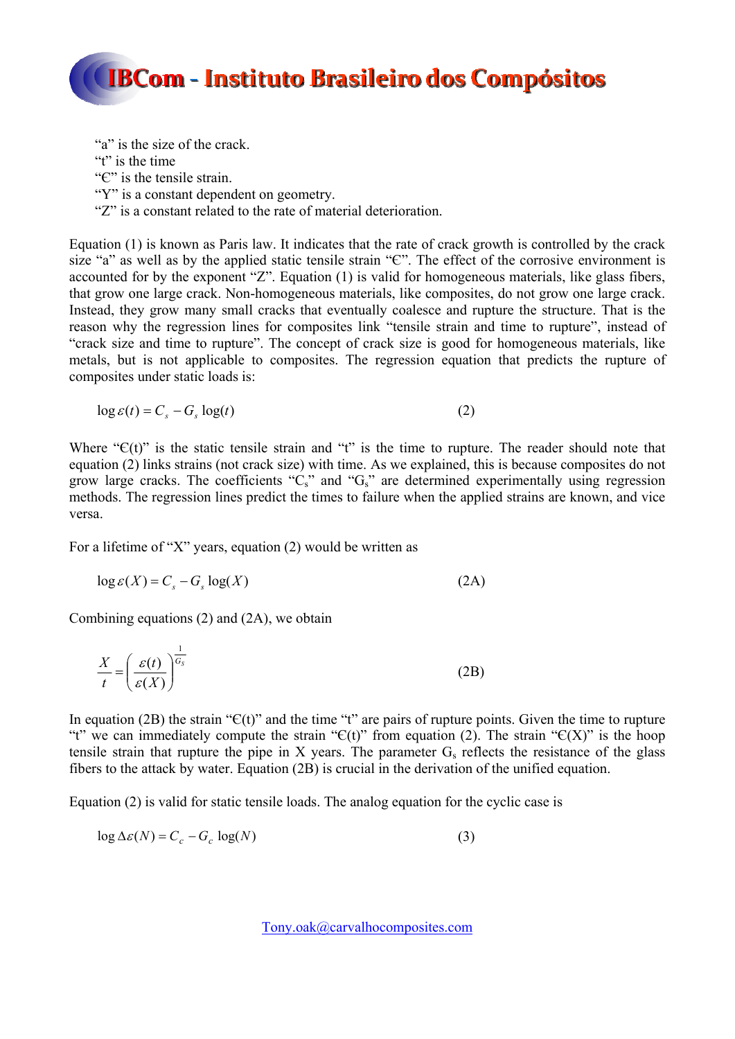"a" is the size of the crack.
"t" is the time
"Є" is the tensile strain.
"Y" is a constant dependent on geometry.
"Z" is a constant related to the rate of material deterioration.

Equation (1) is known as Paris law. It indicates that the rate of crack growth is controlled by the crack size "a" as well as by the applied static tensile strain "Є". The effect of the corrosive environment is accounted for by the exponent "Z". Equation (1) is valid for homogeneous materials, like glass fibers, that grow one large crack. Non-homogeneous materials, like composites, do not grow one large crack. Instead, they grow many small cracks that eventually coalesce and rupture the structure. That is the reason why the regression lines for composites link "tensile strain and time to rupture", instead of "crack size and time to rupture". The concept of crack size is good for homogeneous materials, like metals, but is not applicable to composites. The regression equation that predicts the rupture of composites under static loads is:

$$\log \varepsilon(t) = C_s - G_s \log(t) \qquad (2)$$

Where "Є(t)" is the static tensile strain and "t" is the time to rupture. The reader should note that equation (2) links strains (not crack size) with time. As we explained, this is because composites do not grow large cracks. The coefficients "$C_s$" and "$G_s$" are determined experimentally using regression methods. The regression lines predict the times to failure when the applied strains are known, and vice versa.

For a lifetime of "X" years, equation (2) would be written as

$$\log \varepsilon(X) = C_s - G_s \log(X) \qquad (2A)$$

Combining equations (2) and (2A), we obtain

$$\frac{X}{t} = \left( \frac{\varepsilon(t)}{\varepsilon(X)} \right)^{\frac{1}{G_S}} \qquad (2B)$$

In equation (2B) the strain "Є(t)" and the time "t" are pairs of rupture points. Given the time to rupture "t" we can immediately compute the strain "Є(t)" from equation (2). The strain "Є(X)" is the hoop tensile strain that rupture the pipe in X years. The parameter $G_s$ reflects the resistance of the glass fibers to the attack by water. Equation (2B) is crucial in the derivation of the unified equation.

Equation (2) is valid for static tensile loads. The analog equation for the cyclic case is

$$\log \Delta\varepsilon(N) = C_c - G_c \log(N) \qquad (3)$$

Tony.oak@carvalhocomposites.com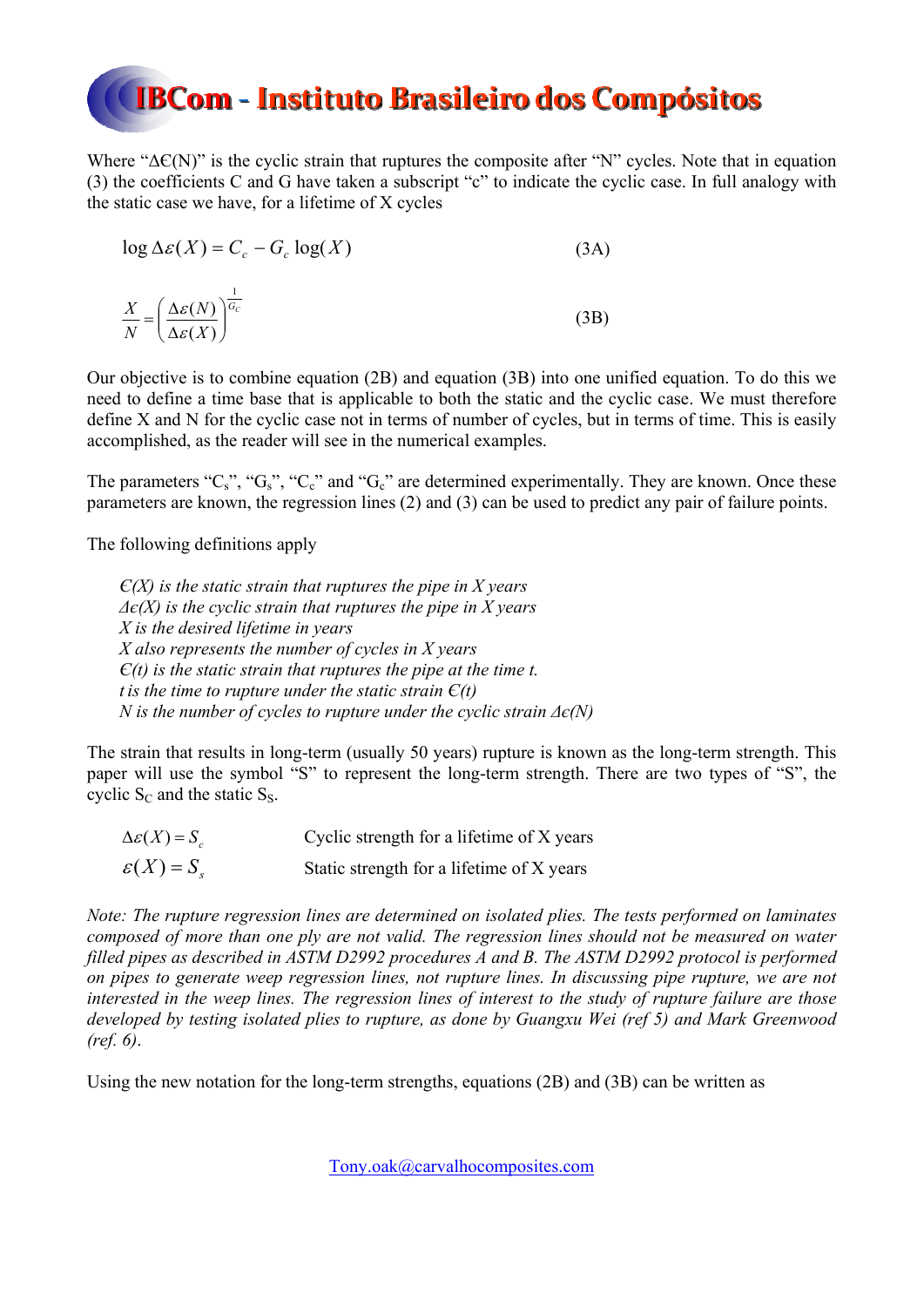Where "$\Delta Є(N)$" is the cyclic strain that ruptures the composite after "N" cycles. Note that in equation (3) the coefficients C and G have taken a subscript "c" to indicate the cyclic case. In full analogy with the static case we have, for a lifetime of X cycles

$$\log \Delta\varepsilon(X) = C_c - G_c \log(X) \tag{3A}$$

$$\frac{X}{N} = \left(\frac{\Delta\varepsilon(N)}{\Delta\varepsilon(X)}\right)^{\frac{1}{G_C}} \tag{3B}$$

Our objective is to combine equation (2B) and equation (3B) into one unified equation. To do this we need to define a time base that is applicable to both the static and the cyclic case. We must therefore define X and N for the cyclic case not in terms of number of cycles, but in terms of time. This is easily accomplished, as the reader will see in the numerical examples.

The parameters "$C_s$", "$G_s$", "$C_c$" and "$G_c$" are determined experimentally. They are known. Once these parameters are known, the regression lines (2) and (3) can be used to predict any pair of failure points.

The following definitions apply

> *$Є(X)$ is the static strain that ruptures the pipe in X years*
> *$\Delta є(X)$ is the cyclic strain that ruptures the pipe in X years*
> *X is the desired lifetime in years*
> *X also represents the number of cycles in X years*
> *$Є(t)$ is the static strain that ruptures the pipe at the time t.*
> *t is the time to rupture under the static strain $Є(t)$*
> *N is the number of cycles to rupture under the cyclic strain $\Delta є(N)$*

The strain that results in long-term (usually 50 years) rupture is known as the long-term strength. This paper will use the symbol "S" to represent the long-term strength. There are two types of "S", the cyclic $S_C$ and the static $S_S$.

| | |
|---|---|
| $\Delta\varepsilon(X) = S_c$ | Cyclic strength for a lifetime of X years |
| $\varepsilon(X) = S_s$ | Static strength for a lifetime of X years |

*Note: The rupture regression lines are determined on isolated plies. The tests performed on laminates composed of more than one ply are not valid. The regression lines should not be measured on water filled pipes as described in ASTM D2992 procedures A and B. The ASTM D2992 protocol is performed on pipes to generate weep regression lines, not rupture lines. In discussing pipe rupture, we are not interested in the weep lines. The regression lines of interest to the study of rupture failure are those developed by testing isolated plies to rupture, as done by Guangxu Wei (ref 5) and Mark Greenwood (ref. 6).*

Using the new notation for the long-term strengths, equations (2B) and (3B) can be written as

Tony.oak@carvalhocomposites.com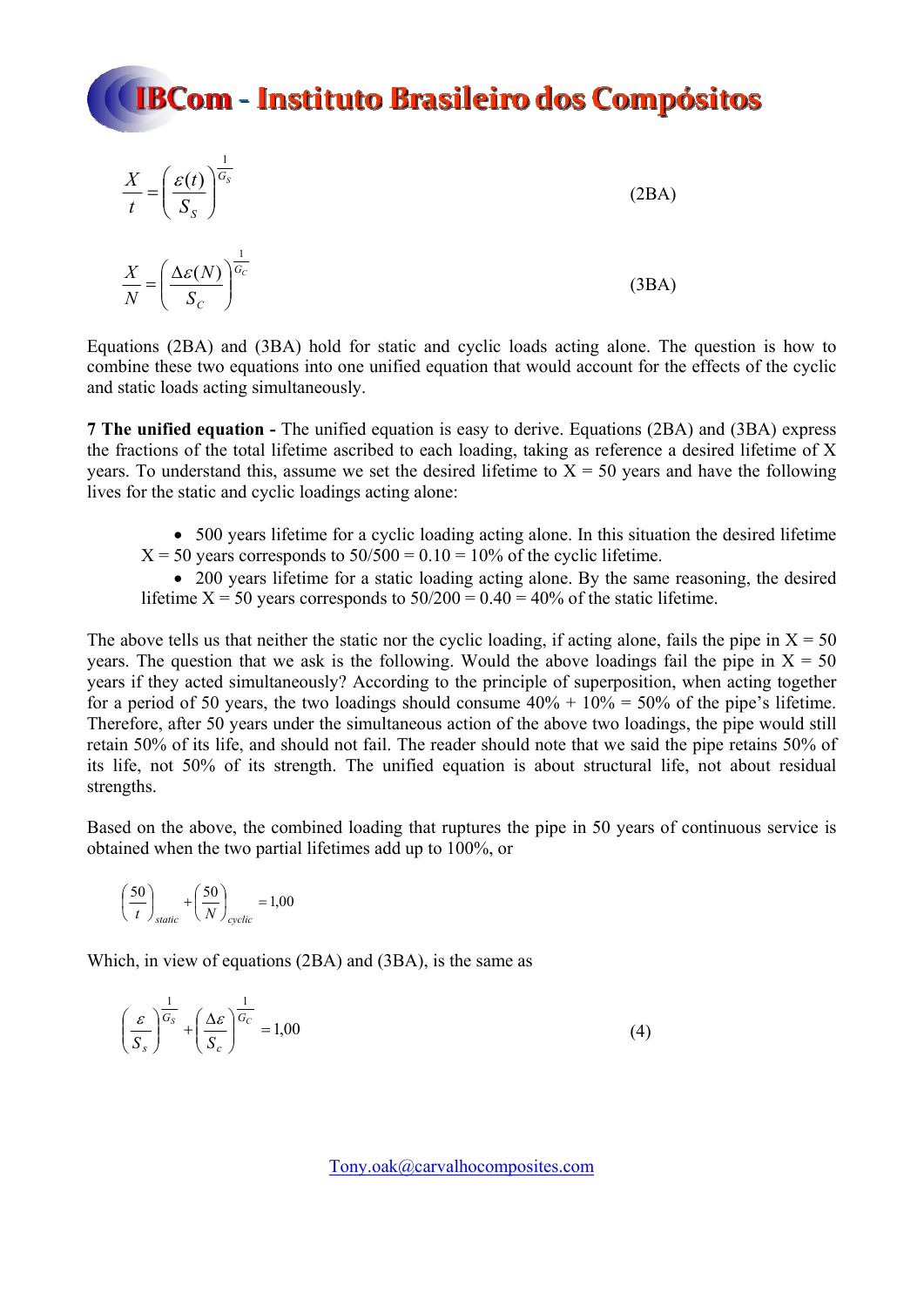$$\frac{X}{t} = \left(\frac{\varepsilon(t)}{S_S}\right)^{\frac{1}{G_S}} \tag{2BA}$$

$$\frac{X}{N} = \left(\frac{\Delta\varepsilon(N)}{S_C}\right)^{\frac{1}{G_C}} \tag{3BA}$$

Equations (2BA) and (3BA) hold for static and cyclic loads acting alone. The question is how to combine these two equations into one unified equation that would account for the effects of the cyclic and static loads acting simultaneously.

**7 The unified equation -** The unified equation is easy to derive. Equations (2BA) and (3BA) express the fractions of the total lifetime ascribed to each loading, taking as reference a desired lifetime of X years. To understand this, assume we set the desired lifetime to X = 50 years and have the following lives for the static and cyclic loadings acting alone:

- 500 years lifetime for a cyclic loading acting alone. In this situation the desired lifetime X = 50 years corresponds to 50/500 = 0.10 = 10% of the cyclic lifetime.
- 200 years lifetime for a static loading acting alone. By the same reasoning, the desired lifetime X = 50 years corresponds to 50/200 = 0.40 = 40% of the static lifetime.

The above tells us that neither the static nor the cyclic loading, if acting alone, fails the pipe in X = 50 years. The question that we ask is the following. Would the above loadings fail the pipe in X = 50 years if they acted simultaneously? According to the principle of superposition, when acting together for a period of 50 years, the two loadings should consume 40% + 10% = 50% of the pipe's lifetime. Therefore, after 50 years under the simultaneous action of the above two loadings, the pipe would still retain 50% of its life, and should not fail. The reader should note that we said the pipe retains 50% of its life, not 50% of its strength. The unified equation is about structural life, not about residual strengths.

Based on the above, the combined loading that ruptures the pipe in 50 years of continuous service is obtained when the two partial lifetimes add up to 100%, or

$$\left(\frac{50}{t}\right)_{static} + \left(\frac{50}{N}\right)_{cyclic} = 1{,}00$$

Which, in view of equations (2BA) and (3BA), is the same as

$$\left(\frac{\varepsilon}{S_s}\right)^{\frac{1}{G_S}} + \left(\frac{\Delta\varepsilon}{S_c}\right)^{\frac{1}{G_C}} = 1{,}00 \tag{4}$$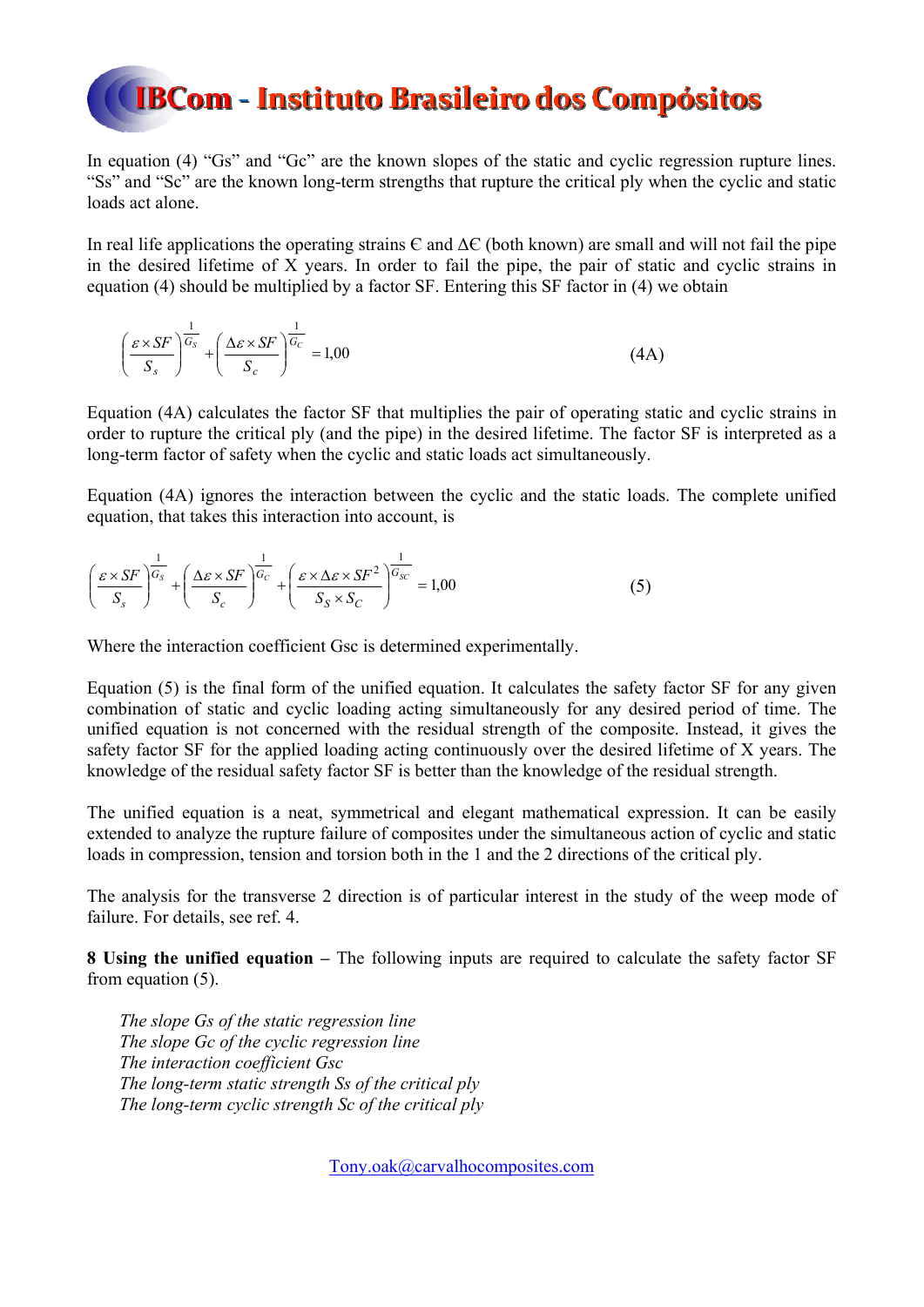In equation (4) "Gs" and "Gc" are the known slopes of the static and cyclic regression rupture lines. "Ss" and "Sc" are the known long-term strengths that rupture the critical ply when the cyclic and static loads act alone.

In real life applications the operating strains Є and ΔЄ (both known) are small and will not fail the pipe in the desired lifetime of X years. In order to fail the pipe, the pair of static and cyclic strains in equation (4) should be multiplied by a factor SF. Entering this SF factor in (4) we obtain

$$\left(\frac{\varepsilon \times SF}{S_s}\right)^{\frac{1}{G_S}} + \left(\frac{\Delta\varepsilon \times SF}{S_c}\right)^{\frac{1}{G_C}} = 1{,}00 \qquad \text{(4A)}$$

Equation (4A) calculates the factor SF that multiplies the pair of operating static and cyclic strains in order to rupture the critical ply (and the pipe) in the desired lifetime. The factor SF is interpreted as a long-term factor of safety when the cyclic and static loads act simultaneously.

Equation (4A) ignores the interaction between the cyclic and the static loads. The complete unified equation, that takes this interaction into account, is

$$\left(\frac{\varepsilon \times SF}{S_s}\right)^{\frac{1}{G_S}} + \left(\frac{\Delta\varepsilon \times SF}{S_c}\right)^{\frac{1}{G_C}} + \left(\frac{\varepsilon \times \Delta\varepsilon \times SF^2}{S_S \times S_C}\right)^{\frac{1}{G_{SC}}} = 1{,}00 \qquad \text{(5)}$$

Where the interaction coefficient Gsc is determined experimentally.

Equation (5) is the final form of the unified equation. It calculates the safety factor SF for any given combination of static and cyclic loading acting simultaneously for any desired period of time. The unified equation is not concerned with the residual strength of the composite. Instead, it gives the safety factor SF for the applied loading acting continuously over the desired lifetime of X years. The knowledge of the residual safety factor SF is better than the knowledge of the residual strength.

The unified equation is a neat, symmetrical and elegant mathematical expression. It can be easily extended to analyze the rupture failure of composites under the simultaneous action of cyclic and static loads in compression, tension and torsion both in the 1 and the 2 directions of the critical ply.

The analysis for the transverse 2 direction is of particular interest in the study of the weep mode of failure. For details, see ref. 4.

**8 Using the unified equation –** The following inputs are required to calculate the safety factor SF from equation (5).

*The slope Gs of the static regression line*
*The slope Gc of the cyclic regression line*
*The interaction coefficient Gsc*
*The long-term static strength Ss of the critical ply*
*The long-term cyclic strength Sc of the critical ply*

Tony.oak@carvalhocomposites.com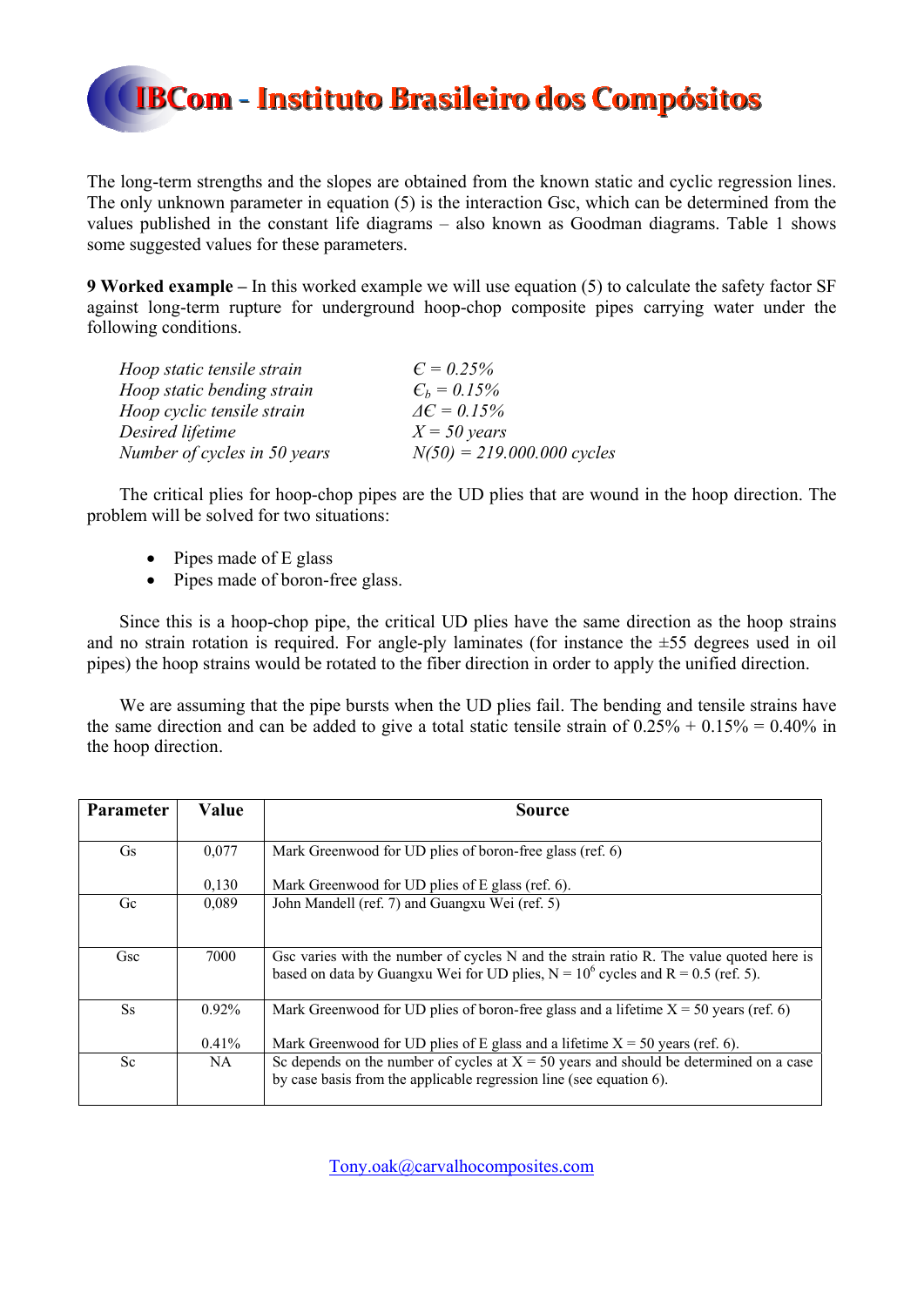The long-term strengths and the slopes are obtained from the known static and cyclic regression lines. The only unknown parameter in equation (5) is the interaction Gsc, which can be determined from the values published in the constant life diagrams – also known as Goodman diagrams. Table 1 shows some suggested values for these parameters.

**9 Worked example –** In this worked example we will use equation (5) to calculate the safety factor SF against long-term rupture for underground hoop-chop composite pipes carrying water under the following conditions.

| | |
|---|---|
| *Hoop static tensile strain* | *$\epsilon$ = 0.25%* |
| *Hoop static bending strain* | *$\epsilon_b$ = 0.15%* |
| *Hoop cyclic tensile strain* | *$\Delta\epsilon$ = 0.15%* |
| *Desired lifetime* | *X = 50 years* |
| *Number of cycles in 50 years* | *N(50) = 219.000.000 cycles* |

The critical plies for hoop-chop pipes are the UD plies that are wound in the hoop direction. The problem will be solved for two situations:

- Pipes made of E glass
- Pipes made of boron-free glass.

Since this is a hoop-chop pipe, the critical UD plies have the same direction as the hoop strains and no strain rotation is required. For angle-ply laminates (for instance the ±55 degrees used in oil pipes) the hoop strains would be rotated to the fiber direction in order to apply the unified direction.

We are assuming that the pipe bursts when the UD plies fail. The bending and tensile strains have the same direction and can be added to give a total static tensile strain of 0.25% + 0.15% = 0.40% in the hoop direction.

| Parameter | Value | Source |
|---|---|---|
| Gs | 0,077<br><br>0,130 | Mark Greenwood for UD plies of boron-free glass (ref. 6)<br><br>Mark Greenwood for UD plies of E glass (ref. 6). |
| Gc | 0,089 | John Mandell (ref. 7) and Guangxu Wei (ref. 5) |
| Gsc | 7000 | Gsc varies with the number of cycles N and the strain ratio R. The value quoted here is based on data by Guangxu Wei for UD plies, N = $10^6$ cycles and R = 0.5 (ref. 5). |
| Ss | 0.92%<br><br>0.41% | Mark Greenwood for UD plies of boron-free glass and a lifetime X = 50 years (ref. 6)<br><br>Mark Greenwood for UD plies of E glass and a lifetime X = 50 years (ref. 6). |
| Sc | NA | Sc depends on the number of cycles at X = 50 years and should be determined on a case by case basis from the applicable regression line (see equation 6). |

Tony.oak@carvalhocomposites.com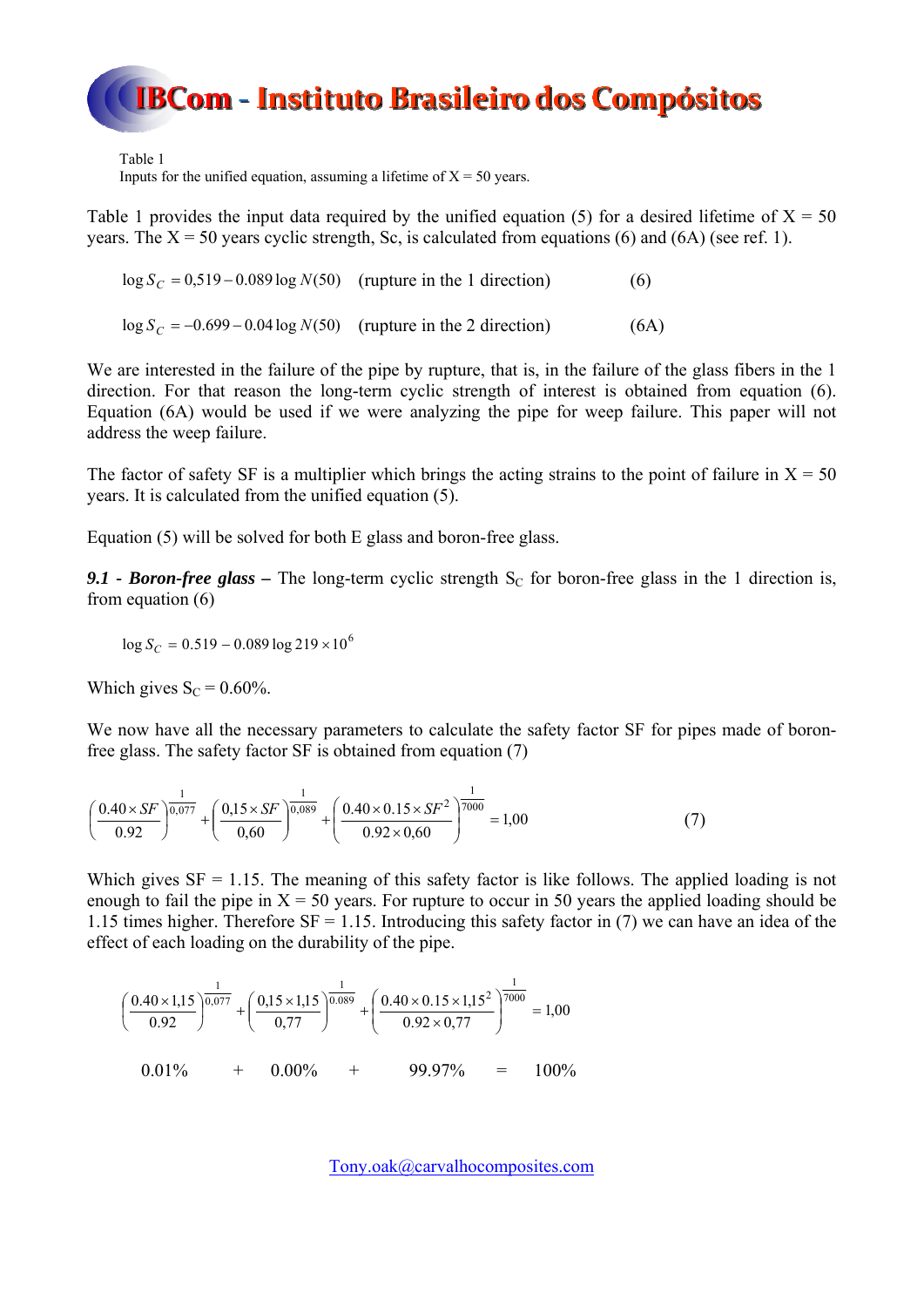Table 1
Inputs for the unified equation, assuming a lifetime of X = 50 years.

Table 1 provides the input data required by the unified equation (5) for a desired lifetime of X = 50 years. The X = 50 years cyclic strength, Sc, is calculated from equations (6) and (6A) (see ref. 1).

$$\log S_C = 0{,}519 - 0.089 \log N(50) \quad \text{(rupture in the 1 direction)} \qquad (6)$$

$$\log S_C = -0.699 - 0.04 \log N(50) \quad \text{(rupture in the 2 direction)} \qquad (6A)$$

We are interested in the failure of the pipe by rupture, that is, in the failure of the glass fibers in the 1 direction. For that reason the long-term cyclic strength of interest is obtained from equation (6). Equation (6A) would be used if we were analyzing the pipe for weep failure. This paper will not address the weep failure.

The factor of safety SF is a multiplier which brings the acting strains to the point of failure in X = 50 years. It is calculated from the unified equation (5).

Equation (5) will be solved for both E glass and boron-free glass.

***9.1 - Boron-free glass –*** The long-term cyclic strength $S_C$ for boron-free glass in the 1 direction is, from equation (6)

$$\log S_C = 0.519 - 0.089 \log 219 \times 10^6$$

Which gives $S_C$ = 0.60%.

We now have all the necessary parameters to calculate the safety factor SF for pipes made of boron-free glass. The safety factor SF is obtained from equation (7)

$$\left(\frac{0.40 \times SF}{0.92}\right)^{\frac{1}{0{,}077}} + \left(\frac{0{,}15 \times SF}{0{,}60}\right)^{\frac{1}{0{,}089}} + \left(\frac{0.40 \times 0.15 \times SF^2}{0.92 \times 0{,}60}\right)^{\frac{1}{7000}} = 1{,}00 \qquad (7)$$

Which gives SF = 1.15. The meaning of this safety factor is like follows. The applied loading is not enough to fail the pipe in X = 50 years. For rupture to occur in 50 years the applied loading should be 1.15 times higher. Therefore SF = 1.15. Introducing this safety factor in (7) we can have an idea of the effect of each loading on the durability of the pipe.

$$\left(\frac{0.40 \times 1{,}15}{0.92}\right)^{\frac{1}{0{,}077}} + \left(\frac{0{,}15 \times 1{,}15}{0{,}77}\right)^{\frac{1}{0.089}} + \left(\frac{0.40 \times 0.15 \times 1{,}15^2}{0.92 \times 0{,}77}\right)^{\frac{1}{7000}} = 1{,}00$$

0.01% + 0.00% + 99.97% = 100%

Tony.oak@carvalhocomposites.com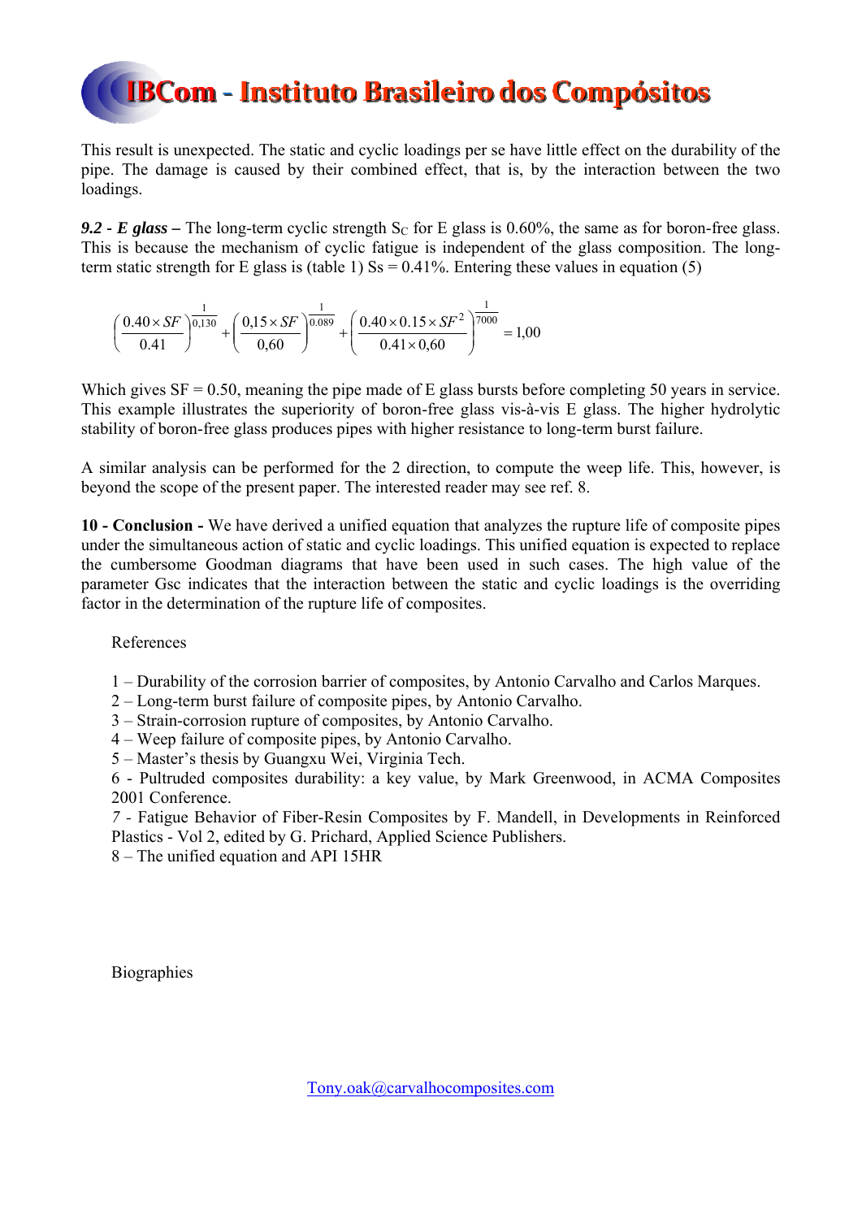This result is unexpected. The static and cyclic loadings per se have little effect on the durability of the pipe. The damage is caused by their combined effect, that is, by the interaction between the two loadings.

***9.2 - E glass –*** The long-term cyclic strength $S_C$ for E glass is 0.60%, the same as for boron-free glass. This is because the mechanism of cyclic fatigue is independent of the glass composition. The long-term static strength for E glass is (table 1) Ss = 0.41%. Entering these values in equation (5)

$$\left(\frac{0.40\times SF}{0.41}\right)^{\frac{1}{0{,}130}}+\left(\frac{0{,}15\times SF}{0{,}60}\right)^{\frac{1}{0.089}}+\left(\frac{0.40\times 0.15\times SF^{2}}{0.41\times 0{,}60}\right)^{\frac{1}{7000}}=1{,}00$$

Which gives SF = 0.50, meaning the pipe made of E glass bursts before completing 50 years in service. This example illustrates the superiority of boron-free glass vis-à-vis E glass. The higher hydrolytic stability of boron-free glass produces pipes with higher resistance to long-term burst failure.

A similar analysis can be performed for the 2 direction, to compute the weep life. This, however, is beyond the scope of the present paper. The interested reader may see ref. 8.

**10 - Conclusion -** We have derived a unified equation that analyzes the rupture life of composite pipes under the simultaneous action of static and cyclic loadings. This unified equation is expected to replace the cumbersome Goodman diagrams that have been used in such cases. The high value of the parameter Gsc indicates that the interaction between the static and cyclic loadings is the overriding factor in the determination of the rupture life of composites.

References

1 – Durability of the corrosion barrier of composites, by Antonio Carvalho and Carlos Marques.
2 – Long-term burst failure of composite pipes, by Antonio Carvalho.
3 – Strain-corrosion rupture of composites, by Antonio Carvalho.
4 – Weep failure of composite pipes, by Antonio Carvalho.
5 – Master's thesis by Guangxu Wei, Virginia Tech.
6 - Pultruded composites durability: a key value, by Mark Greenwood, in ACMA Composites 2001 Conference.
7 - Fatigue Behavior of Fiber-Resin Composites by F. Mandell, in Developments in Reinforced Plastics - Vol 2, edited by G. Prichard, Applied Science Publishers.
8 – The unified equation and API 15HR

Biographies

Tony.oak@carvalhocomposites.com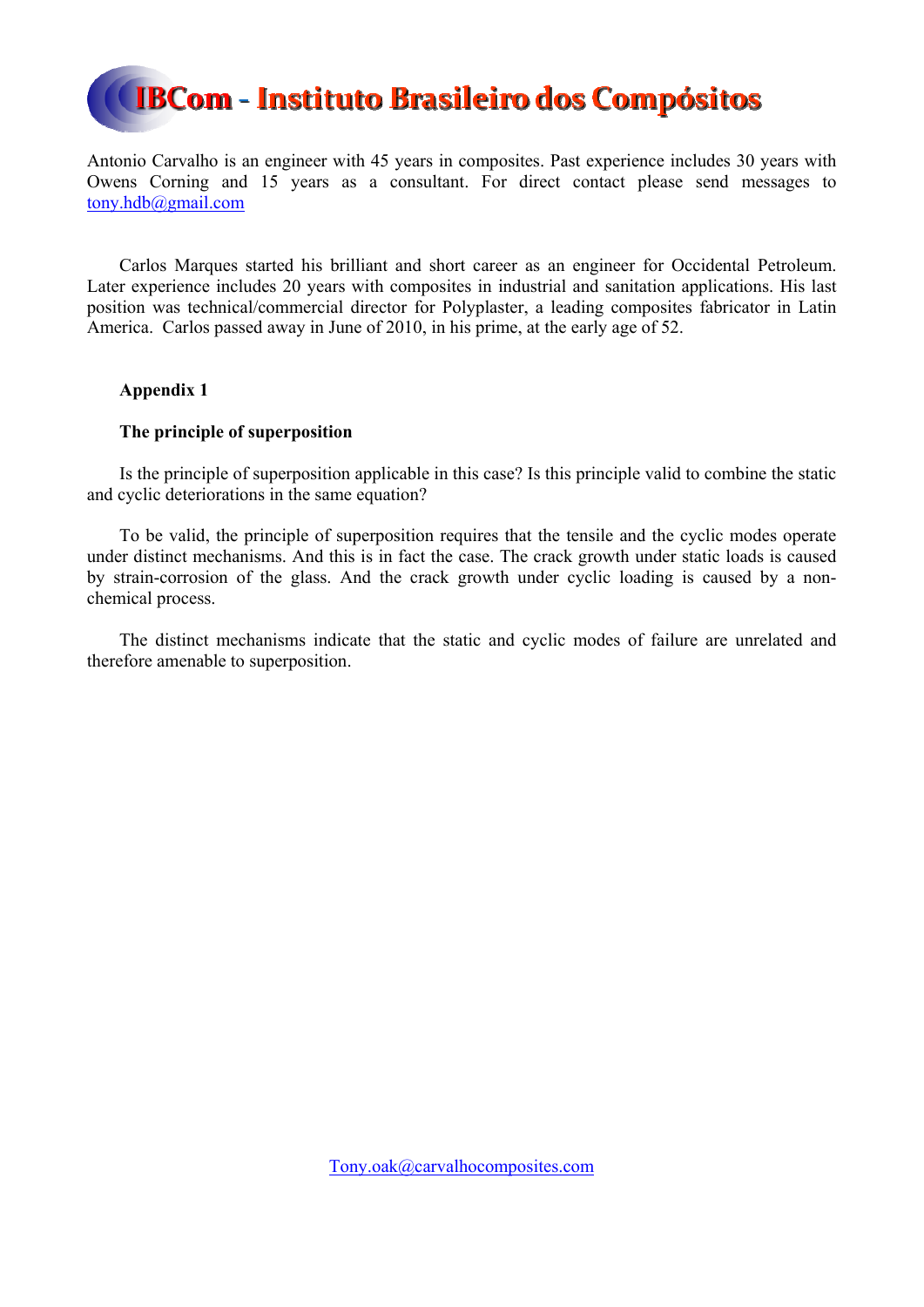Antonio Carvalho is an engineer with 45 years in composites. Past experience includes 30 years with Owens Corning and 15 years as a consultant. For direct contact please send messages to tony.hdb@gmail.com

Carlos Marques started his brilliant and short career as an engineer for Occidental Petroleum. Later experience includes 20 years with composites in industrial and sanitation applications. His last position was technical/commercial director for Polyplaster, a leading composites fabricator in Latin America. Carlos passed away in June of 2010, in his prime, at the early age of 52.

## Appendix 1

### The principle of superposition

Is the principle of superposition applicable in this case? Is this principle valid to combine the static and cyclic deteriorations in the same equation?

To be valid, the principle of superposition requires that the tensile and the cyclic modes operate under distinct mechanisms. And this is in fact the case. The crack growth under static loads is caused by strain-corrosion of the glass. And the crack growth under cyclic loading is caused by a non-chemical process.

The distinct mechanisms indicate that the static and cyclic modes of failure are unrelated and therefore amenable to superposition.